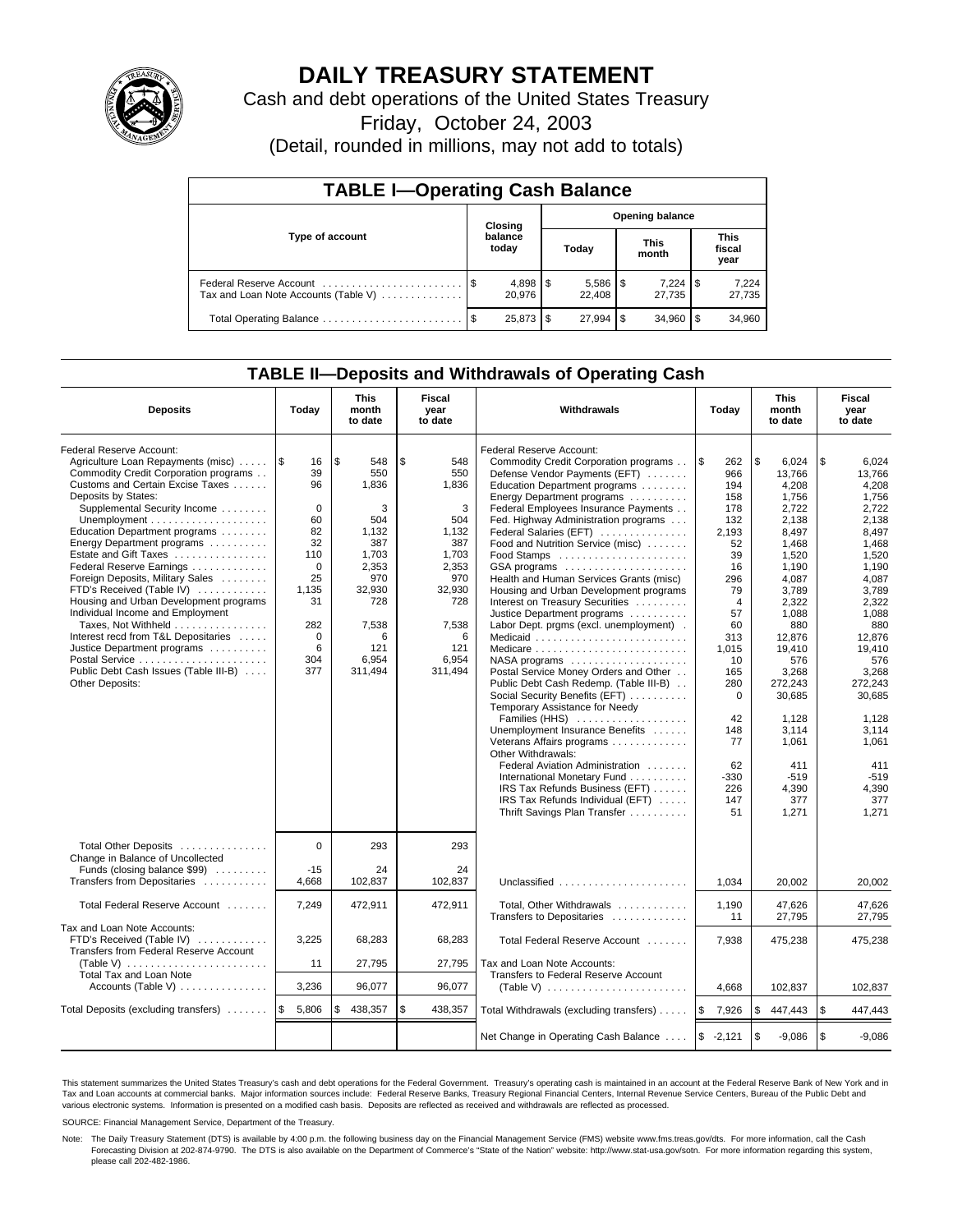# DAILY TREASURY STATEMENT

Cash and debt operations of the United States Treasury

Friday, October 24, 2003

(Detail, rounded in millions, may not add to totals)

## TABLE I—Operating Cash Balance

| Type of account | Closing balance today | Opening balance Today | Opening balance This month | Opening balance This fiscal year |
|---|---|---|---|---|
| Federal Reserve Account | $ 4,898 | $ 5,586 | $ 7,224 | $ 7,224 |
| Tax and Loan Note Accounts (Table V) | 20,976 | 22,408 | 27,735 | 27,735 |
| Total Operating Balance | $ 25,873 | $ 27,994 | $ 34,960 | $ 34,960 |

## TABLE II—Deposits and Withdrawals of Operating Cash

| Deposits | Today | This month to date | Fiscal year to date |
|---|---|---|---|
| Federal Reserve Account: | | | |
| Agriculture Loan Repayments (misc) | $ 16 | $ 548 | $ 548 |
| Commodity Credit Corporation programs | 39 | 550 | 550 |
| Customs and Certain Excise Taxes | 96 | 1,836 | 1,836 |
| Deposits by States: | | | |
| Supplemental Security Income | 0 | 3 | 3 |
| Unemployment | 60 | 504 | 504 |
| Education Department programs | 82 | 1,132 | 1,132 |
| Energy Department programs | 32 | 387 | 387 |
| Estate and Gift Taxes | 110 | 1,703 | 1,703 |
| Federal Reserve Earnings | 0 | 2,353 | 2,353 |
| Foreign Deposits, Military Sales | 25 | 970 | 970 |
| FTD's Received (Table IV) | 1,135 | 32,930 | 32,930 |
| Housing and Urban Development programs | 31 | 728 | 728 |
| Individual Income and Employment Taxes, Not Withheld | 282 | 7,538 | 7,538 |
| Interest recd from T&L Depositaries | 0 | 6 | 6 |
| Justice Department programs | 6 | 121 | 121 |
| Postal Service | 304 | 6,954 | 6,954 |
| Public Debt Cash Issues (Table III-B) | 377 | 311,494 | 311,494 |
| Other Deposits: | | | |
| Total Other Deposits | 0 | 293 | 293 |
| Change in Balance of Uncollected Funds (closing balance $99) | -15 | 24 | 24 |
| Transfers from Depositaries | 4,668 | 102,837 | 102,837 |
| Total Federal Reserve Account | 7,249 | 472,911 | 472,911 |
| Tax and Loan Note Accounts: | | | |
| FTD's Received (Table IV) | 3,225 | 68,283 | 68,283 |
| Transfers from Federal Reserve Account (Table V) | 11 | 27,795 | 27,795 |
| Total Tax and Loan Note Accounts (Table V) | 3,236 | 96,077 | 96,077 |
| Total Deposits (excluding transfers) | $ 5,806 | $ 438,357 | $ 438,357 |

| Withdrawals | Today | This month to date | Fiscal year to date |
|---|---|---|---|
| Federal Reserve Account: | | | |
| Commodity Credit Corporation programs | $ 262 | $ 6,024 | $ 6,024 |
| Defense Vendor Payments (EFT) | 966 | 13,766 | 13,766 |
| Education Department programs | 194 | 4,208 | 4,208 |
| Energy Department programs | 158 | 1,756 | 1,756 |
| Federal Employees Insurance Payments | 178 | 2,722 | 2,722 |
| Fed. Highway Administration programs | 132 | 2,138 | 2,138 |
| Federal Salaries (EFT) | 2,193 | 8,497 | 8,497 |
| Food and Nutrition Service (misc) | 52 | 1,468 | 1,468 |
| Food Stamps | 39 | 1,520 | 1,520 |
| GSA programs | 16 | 1,190 | 1,190 |
| Health and Human Services Grants (misc) | 296 | 4,087 | 4,087 |
| Housing and Urban Development programs | 79 | 3,789 | 3,789 |
| Interest on Treasury Securities | 4 | 2,322 | 2,322 |
| Justice Department programs | 57 | 1,088 | 1,088 |
| Labor Dept. prgms (excl. unemployment) | 60 | 880 | 880 |
| Medicaid | 313 | 12,876 | 12,876 |
| Medicare | 1,015 | 19,410 | 19,410 |
| NASA programs | 10 | 576 | 576 |
| Postal Service Money Orders and Other | 165 | 3,268 | 3,268 |
| Public Debt Cash Redemp. (Table III-B) | 280 | 272,243 | 272,243 |
| Social Security Benefits (EFT) | 0 | 30,685 | 30,685 |
| Temporary Assistance for Needy Families (HHS) | 42 | 1,128 | 1,128 |
| Unemployment Insurance Benefits | 148 | 3,114 | 3,114 |
| Veterans Affairs programs | 77 | 1,061 | 1,061 |
| Other Withdrawals: | | | |
| Federal Aviation Administration | 62 | 411 | 411 |
| International Monetary Fund | -330 | -519 | -519 |
| IRS Tax Refunds Business (EFT) | 226 | 4,390 | 4,390 |
| IRS Tax Refunds Individual (EFT) | 147 | 377 | 377 |
| Thrift Savings Plan Transfer | 51 | 1,271 | 1,271 |
| Unclassified | 1,034 | 20,002 | 20,002 |
| Total, Other Withdrawals | 1,190 | 47,626 | 47,626 |
| Transfers to Depositaries | 11 | 27,795 | 27,795 |
| Total Federal Reserve Account | 7,938 | 475,238 | 475,238 |
| Tax and Loan Note Accounts: | | | |
| Transfers to Federal Reserve Account (Table V) | 4,668 | 102,837 | 102,837 |
| Total Withdrawals (excluding transfers) | $ 7,926 | $ 447,443 | $ 447,443 |
| Net Change in Operating Cash Balance | $ -2,121 | $ -9,086 | $ -9,086 |

This statement summarizes the United States Treasury's cash and debt operations for the Federal Government. Treasury's operating cash is maintained in an account at the Federal Reserve Bank of New York and in Tax and Loan accounts at commercial banks. Major information sources include: Federal Reserve Banks, Treasury Regional Financial Centers, Internal Revenue Service Centers, Bureau of the Public Debt and various electronic systems. Information is presented on a modified cash basis. Deposits are reflected as received and withdrawals are reflected as processed.

SOURCE: Financial Management Service, Department of the Treasury.

Note: The Daily Treasury Statement (DTS) is available by 4:00 p.m. the following business day on the Financial Management Service (FMS) website www.fms.treas.gov/dts. For more information, call the Cash Forecasting Division at 202-874-9790. The DTS is also available on the Department of Commerce's "State of the Nation" website: http://www.stat-usa.gov/sotn. For more information regarding this system, please call 202-482-1986.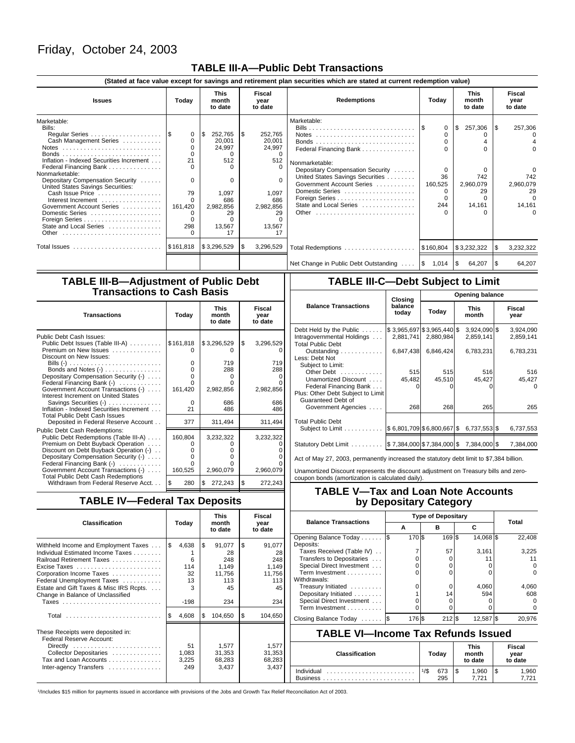# Friday, October 24, 2003

## TABLE III-A—Public Debt Transactions

(Stated at face value except for savings and retirement plan securities which are stated at current redemption value)

| Issues | Today | This month to date | Fiscal year to date |
|---|---|---|---|
| Marketable: | | | |
| Bills: | | | |
| Regular Series | $ 0 | $ 252,765 | $ 252,765 |
| Cash Management Series | 0 | 20,001 | 20,001 |
| Notes | 0 | 24,997 | 24,997 |
| Bonds | 0 | 0 | 0 |
| Inflation - Indexed Securities Increment | 21 | 512 | 512 |
| Federal Financing Bank | 0 | 0 | 0 |
| Nonmarketable: | | | |
| Depositary Compensation Security | 0 | 0 | 0 |
| United States Savings Securities: | | | |
| Cash Issue Price | 79 | 1,097 | 1,097 |
| Interest Increment | 0 | 686 | 686 |
| Government Account Series | 161,420 | 2,982,856 | 2,982,856 |
| Domestic Series | 0 | 29 | 29 |
| Foreign Series | 0 | 0 | 0 |
| State and Local Series | 298 | 13,567 | 13,567 |
| Other | 0 | 17 | 17 |
| Total Issues | $161,818 | $3,296,529 | $ 3,296,529 |

| Redemptions | Today | This month to date | Fiscal year to date |
|---|---|---|---|
| Marketable: | | | |
| Bills | $ 0 | $ 257,306 | $ 257,306 |
| Notes | 0 | 0 | 0 |
| Bonds | 0 | 4 | 4 |
| Federal Financing Bank | 0 | 0 | 0 |
| Nonmarketable: | | | |
| Depositary Compensation Security | 0 | 0 | 0 |
| United States Savings Securities | 36 | 742 | 742 |
| Government Account Series | 160,525 | 2,960,079 | 2,960,079 |
| Domestic Series | 0 | 29 | 29 |
| Foreign Series | 0 | 0 | 0 |
| State and Local Series | 244 | 14,161 | 14,161 |
| Other | 0 | 0 | 0 |
| Total Redemptions | $160,804 | $3,232,322 | $ 3,232,322 |
| Net Change in Public Debt Outstanding | $ 1,014 | $ 64,207 | $ 64,207 |

## TABLE III-B—Adjustment of Public Debt Transactions to Cash Basis

| Transactions | Today | This month to date | Fiscal year to date |
|---|---|---|---|
| Public Debt Cash Issues: | | | |
| Public Debt Issues (Table III-A) | $161,818 | $3,296,529 | $ 3,296,529 |
| Premium on New Issues | 0 | 0 | 0 |
| Discount on New Issues: | | | |
| Bills (-) | 0 | 719 | 719 |
| Bonds and Notes (-) | 0 | 288 | 288 |
| Depositary Compensation Security (-) | 0 | 0 | 0 |
| Federal Financing Bank (-) | 0 | 0 | 0 |
| Government Account Transactions (-) | 161,420 | 2,982,856 | 2,982,856 |
| Interest Increment on United States Savings Securities (-) | 0 | 686 | 686 |
| Inflation - Indexed Securities Increment | 21 | 486 | 486 |
| Total Public Debt Cash Issues Deposited in Federal Reserve Account | 377 | 311,494 | 311,494 |
| Public Debt Cash Redemptions: | | | |
| Public Debt Redemptions (Table III-A) | 160,804 | 3,232,322 | 3,232,322 |
| Premium on Debt Buyback Operation | 0 | 0 | 0 |
| Discount on Debt Buyback Operation (-) | 0 | 0 | 0 |
| Depositary Compensation Security (-) | 0 | 0 | 0 |
| Federal Financing Bank (-) | 0 | 0 | 0 |
| Government Account Transactions (-) | 160,525 | 2,960,079 | 2,960,079 |
| Total Public Debt Cash Redemptions Withdrawn from Federal Reserve Acct. | $ 280 | $ 272,243 | $ 272,243 |

## TABLE III-C—Debt Subject to Limit

| Balance Transactions | Closing balance today | Opening balance Today | Opening balance This month | Opening balance Fiscal year |
|---|---|---|---|---|
| Debt Held by the Public | $ 3,965,697 | $ 3,965,440 | $ 3,924,090 | $ 3,924,090 |
| Intragovernmental Holdings | 2,881,741 | 2,880,984 | 2,859,141 | 2,859,141 |
| Total Public Debt Outstanding | 6,847,438 | 6,846,424 | 6,783,231 | 6,783,231 |
| Less: Debt Not Subject to Limit: | | | | |
| Other Debt | 515 | 515 | 516 | 516 |
| Unamortized Discount | 45,482 | 45,510 | 45,427 | 45,427 |
| Federal Financing Bank | 0 | 0 | 0 | 0 |
| Plus: Other Debt Subject to Limit Guaranteed Debt of Government Agencies | 268 | 268 | 265 | 265 |
| Total Public Debt Subject to Limit | $ 6,801,709 | $ 6,800,667 | $ 6,737,553 | $ 6,737,553 |
| Statutory Debt Limit | $ 7,384,000 | $ 7,384,000 | $ 7,384,000 | $ 7,384,000 |

Act of May 27, 2003, permanently increased the statutory debt limit to $7,384 billion.

Unamortized Discount represents the discount adjustment on Treasury bills and zero-coupon bonds (amortization is calculated daily).

## TABLE IV—Federal Tax Deposits

| Classification | Today | This month to date | Fiscal year to date |
|---|---|---|---|
| Withheld Income and Employment Taxes | $ 4,638 | $ 91,077 | $ 91,077 |
| Individual Estimated Income Taxes | 1 | 28 | 28 |
| Railroad Retirement Taxes | 6 | 248 | 248 |
| Excise Taxes | 114 | 1,149 | 1,149 |
| Corporation Income Taxes | 32 | 11,756 | 11,756 |
| Federal Unemployment Taxes | 13 | 113 | 113 |
| Estate and Gift Taxes & Misc IRS Rcpts. | 3 | 45 | 45 |
| Change in Balance of Unclassified Taxes | -198 | 234 | 234 |
| Total | $ 4,608 | $ 104,650 | $ 104,650 |
| These Receipts were deposited in: | | | |
| Federal Reserve Account: | | | |
| Directly | 51 | 1,577 | 1,577 |
| Collector Depositaries | 1,083 | 31,353 | 31,353 |
| Tax and Loan Accounts | 3,225 | 68,283 | 68,283 |
| Inter-agency Transfers | 249 | 3,437 | 3,437 |

## TABLE V—Tax and Loan Note Accounts by Depositary Category

| Balance Transactions | Type of Depositary A | B | C | Total |
|---|---|---|---|---|
| Opening Balance Today | $ 170 | $ 169 | $ 14,068 | $ 22,408 |
| Deposits: | | | | |
| Taxes Received (Table IV) | 7 | 57 | 3,161 | 3,225 |
| Transfers to Depositaries | 0 | 0 | 11 | 11 |
| Special Direct Investment | 0 | 0 | 0 | 0 |
| Term Investment | 0 | 0 | 0 | 0 |
| Withdrawals: | | | | |
| Treasury Initiated | 0 | 0 | 4,060 | 4,060 |
| Depositary Initiated | 1 | 14 | 594 | 608 |
| Special Direct Investment | 0 | 0 | 0 | 0 |
| Term Investment | 0 | 0 | 0 | 0 |
| Closing Balance Today | $ 176 | $ 212 | $ 12,587 | $ 20,976 |

## TABLE VI—Income Tax Refunds Issued

| Classification | Today | This month to date | Fiscal year to date |
|---|---|---|---|
| Individual | [1]$ 673 | $ 1,960 | $ 1,960 |
| Business | 295 | 7,721 | 7,721 |

[1]Includes $15 million for payments issued in accordance with provisions of the Jobs and Growth Tax Relief Reconciliation Act of 2003.